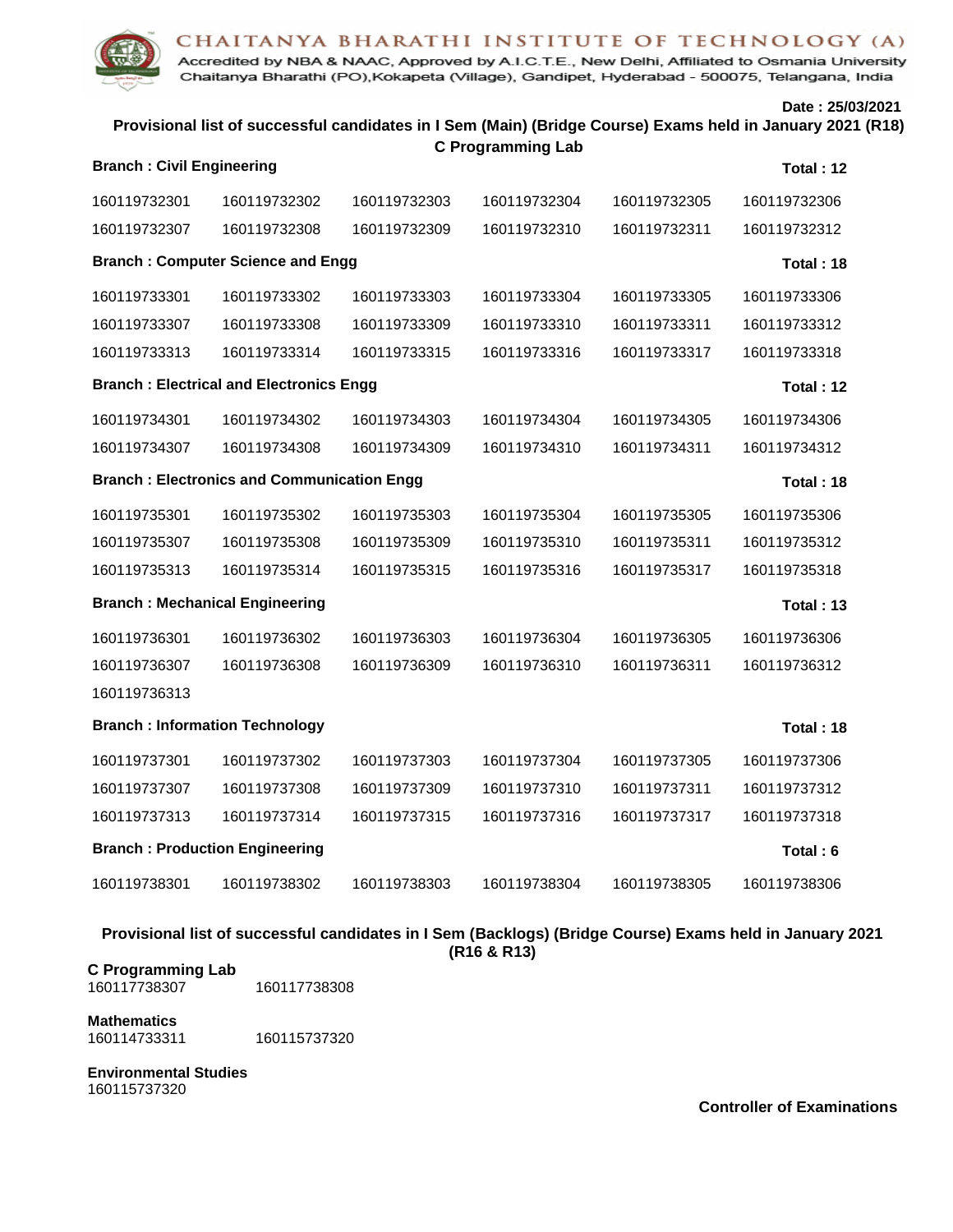# CHAITANYA BHARATHI INSTITUTE OF TECHNOLOGY (A)

Accredited by NBA & NAAC, Approved by A.I.C.T.E., New Delhi, Affiliated to Osmania University
Chaitanya Bharathi (PO),Kokapeta (Village), Gandipet, Hyderabad - 500075, Telangana, India

**Date : 25/03/2021**

**Provisional list of successful candidates in I Sem (Main) (Bridge Course) Exams held in January 2021 (R18)**

**C Programming Lab**

**Branch : Civil Engineering** — **Total : 12**

| | | | | | |
|---|---|---|---|---|---|
| 160119732301 | 160119732302 | 160119732303 | 160119732304 | 160119732305 | 160119732306 |
| 160119732307 | 160119732308 | 160119732309 | 160119732310 | 160119732311 | 160119732312 |

**Branch : Computer Science and Engg** — **Total : 18**

| | | | | | |
|---|---|---|---|---|---|
| 160119733301 | 160119733302 | 160119733303 | 160119733304 | 160119733305 | 160119733306 |
| 160119733307 | 160119733308 | 160119733309 | 160119733310 | 160119733311 | 160119733312 |
| 160119733313 | 160119733314 | 160119733315 | 160119733316 | 160119733317 | 160119733318 |

**Branch : Electrical and Electronics Engg** — **Total : 12**

| | | | | | |
|---|---|---|---|---|---|
| 160119734301 | 160119734302 | 160119734303 | 160119734304 | 160119734305 | 160119734306 |
| 160119734307 | 160119734308 | 160119734309 | 160119734310 | 160119734311 | 160119734312 |

**Branch : Electronics and Communication Engg** — **Total : 18**

| | | | | | |
|---|---|---|---|---|---|
| 160119735301 | 160119735302 | 160119735303 | 160119735304 | 160119735305 | 160119735306 |
| 160119735307 | 160119735308 | 160119735309 | 160119735310 | 160119735311 | 160119735312 |
| 160119735313 | 160119735314 | 160119735315 | 160119735316 | 160119735317 | 160119735318 |

**Branch : Mechanical Engineering** — **Total : 13**

| | | | | | |
|---|---|---|---|---|---|
| 160119736301 | 160119736302 | 160119736303 | 160119736304 | 160119736305 | 160119736306 |
| 160119736307 | 160119736308 | 160119736309 | 160119736310 | 160119736311 | 160119736312 |
| 160119736313 | | | | | |

**Branch : Information Technology** — **Total : 18**

| | | | | | |
|---|---|---|---|---|---|
| 160119737301 | 160119737302 | 160119737303 | 160119737304 | 160119737305 | 160119737306 |
| 160119737307 | 160119737308 | 160119737309 | 160119737310 | 160119737311 | 160119737312 |
| 160119737313 | 160119737314 | 160119737315 | 160119737316 | 160119737317 | 160119737318 |

**Branch : Production Engineering** — **Total : 6**

| | | | | | |
|---|---|---|---|---|---|
| 160119738301 | 160119738302 | 160119738303 | 160119738304 | 160119738305 | 160119738306 |

**Provisional list of successful candidates in I Sem (Backlogs) (Bridge Course) Exams held in January 2021 (R16 & R13)**

**C Programming Lab**
160117738307    160117738308

**Mathematics**
160114733311    160115737320

**Environmental Studies**
160115737320

**Controller of Examinations**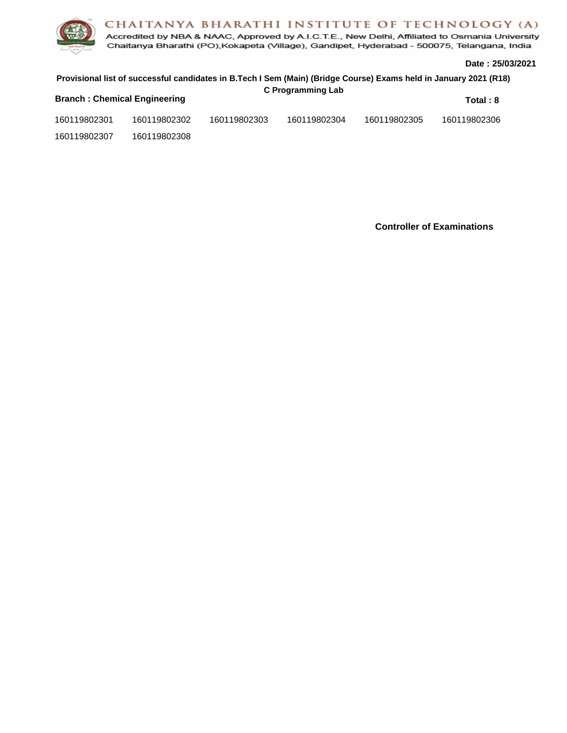# CHAITANYA BHARATHI INSTITUTE OF TECHNOLOGY (A)

Accredited by NBA & NAAC, Approved by A.I.C.T.E., New Delhi, Affiliated to Osmania University
Chaitanya Bharathi (PO),Kokapeta (Village), Gandipet, Hyderabad - 500075, Telangana, India

**Date : 25/03/2021**

**Provisional list of successful candidates in B.Tech I Sem (Main) (Bridge Course) Exams held in January 2021 (R18)**

**C Programming Lab**

**Branch : Chemical Engineering** **Total : 8**

| | | | | | |
|---|---|---|---|---|---|
| 160119802301 | 160119802302 | 160119802303 | 160119802304 | 160119802305 | 160119802306 |
| 160119802307 | 160119802308 | | | | |

**Controller of Examinations**